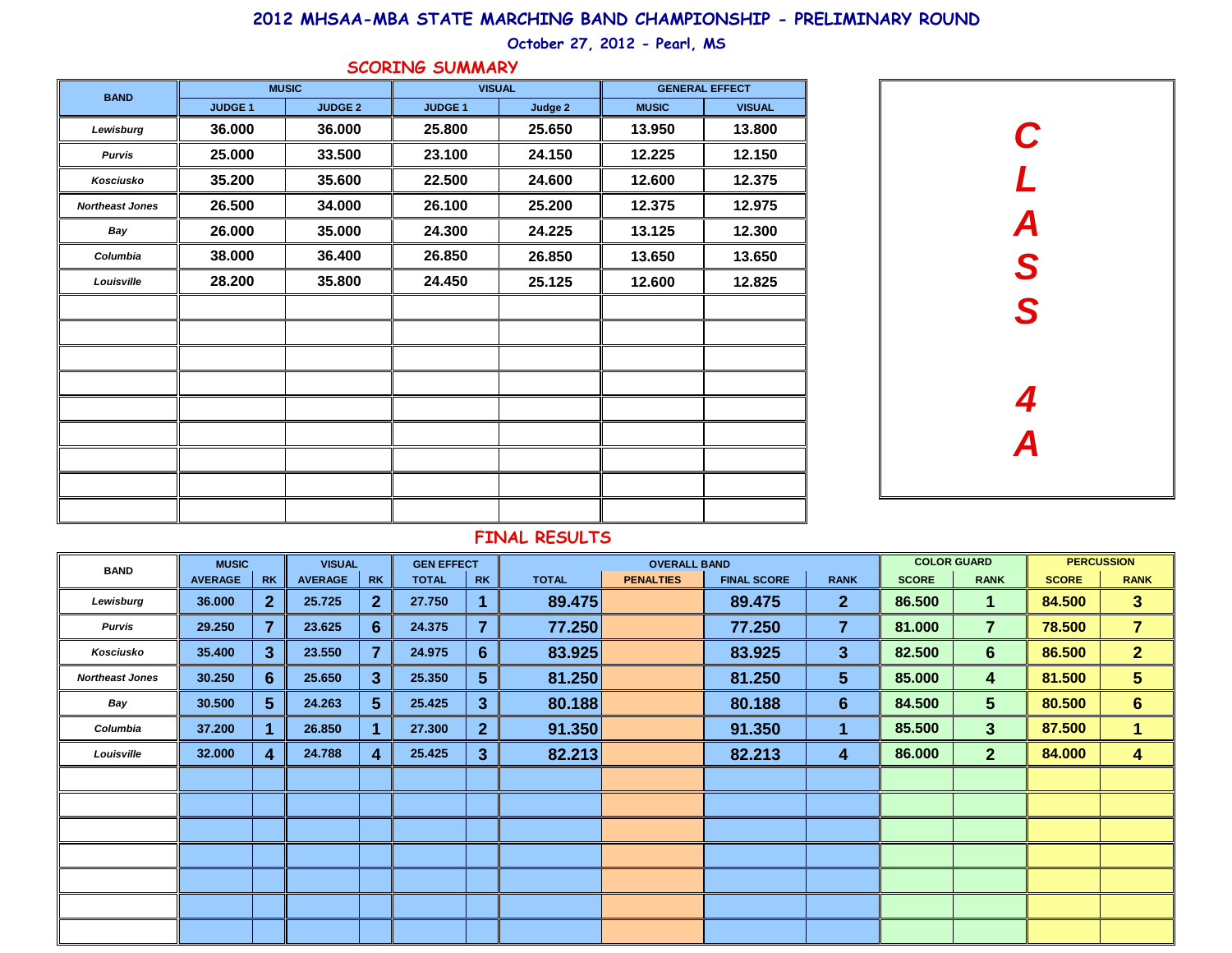# 2012 MHSAA-MBA STATE MARCHING BAND CHAMPIONSHIP - PRELIMINARY ROUND

October 27, 2012 - Pearl, MS

## SCORING SUMMARY

**CLASS 4A**

| BAND | MUSIC | | VISUAL | | GENERAL EFFECT | |
|---|---|---|---|---|---|---|
| | JUDGE 1 | JUDGE 2 | JUDGE 1 | Judge 2 | MUSIC | VISUAL |
| Lewisburg | 36.000 | 36.000 | 25.800 | 25.650 | 13.950 | 13.800 |
| Purvis | 25.000 | 33.500 | 23.100 | 24.150 | 12.225 | 12.150 |
| Kosciusko | 35.200 | 35.600 | 22.500 | 24.600 | 12.600 | 12.375 |
| Northeast Jones | 26.500 | 34.000 | 26.100 | 25.200 | 12.375 | 12.975 |
| Bay | 26.000 | 35.000 | 24.300 | 24.225 | 13.125 | 12.300 |
| Columbia | 38.000 | 36.400 | 26.850 | 26.850 | 13.650 | 13.650 |
| Louisville | 28.200 | 35.800 | 24.450 | 25.125 | 12.600 | 12.825 |

## FINAL RESULTS

| BAND | MUSIC | | VISUAL | | GEN EFFECT | | OVERALL BAND | | | | COLOR GUARD | | PERCUSSION | |
|---|---|---|---|---|---|---|---|---|---|---|---|---|---|---|
| | AVERAGE | RK | AVERAGE | RK | TOTAL | RK | TOTAL | PENALTIES | FINAL SCORE | RANK | SCORE | RANK | SCORE | RANK |
| Lewisburg | 36.000 | 2 | 25.725 | 2 | 27.750 | 1 | 89.475 | | 89.475 | 2 | 86.500 | 1 | 84.500 | 3 |
| Purvis | 29.250 | 7 | 23.625 | 6 | 24.375 | 7 | 77.250 | | 77.250 | 7 | 81.000 | 7 | 78.500 | 7 |
| Kosciusko | 35.400 | 3 | 23.550 | 7 | 24.975 | 6 | 83.925 | | 83.925 | 3 | 82.500 | 6 | 86.500 | 2 |
| Northeast Jones | 30.250 | 6 | 25.650 | 3 | 25.350 | 5 | 81.250 | | 81.250 | 5 | 85.000 | 4 | 81.500 | 5 |
| Bay | 30.500 | 5 | 24.263 | 5 | 25.425 | 3 | 80.188 | | 80.188 | 6 | 84.500 | 5 | 80.500 | 6 |
| Columbia | 37.200 | 1 | 26.850 | 1 | 27.300 | 2 | 91.350 | | 91.350 | 1 | 85.500 | 3 | 87.500 | 1 |
| Louisville | 32.000 | 4 | 24.788 | 4 | 25.425 | 3 | 82.213 | | 82.213 | 4 | 86.000 | 2 | 84.000 | 4 |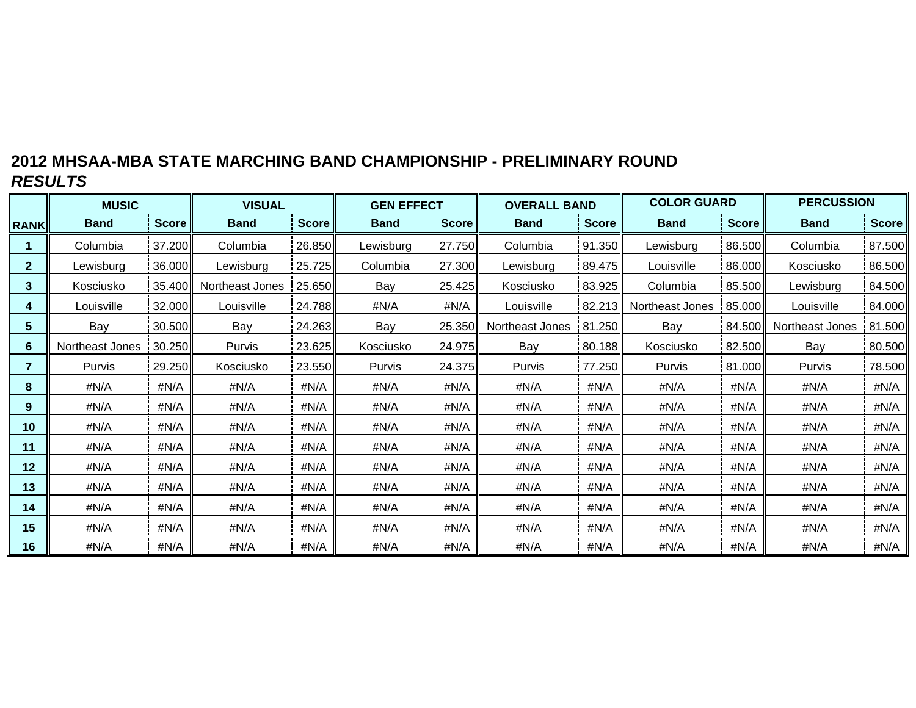## 2012 MHSAA-MBA STATE MARCHING BAND CHAMPIONSHIP - PRELIMINARY ROUND

### *RESULTS*

| | MUSIC | | VISUAL | | GEN EFFECT | | OVERALL BAND | | COLOR GUARD | | PERCUSSION | |
|---|---|---|---|---|---|---|---|---|---|---|---|---|
| **RANK** | **Band** | **Score** | **Band** | **Score** | **Band** | **Score** | **Band** | **Score** | **Band** | **Score** | **Band** | **Score** |
| **1** | Columbia | 37.200 | Columbia | 26.850 | Lewisburg | 27.750 | Columbia | 91.350 | Lewisburg | 86.500 | Columbia | 87.500 |
| **2** | Lewisburg | 36.000 | Lewisburg | 25.725 | Columbia | 27.300 | Lewisburg | 89.475 | Louisville | 86.000 | Kosciusko | 86.500 |
| **3** | Kosciusko | 35.400 | Northeast Jones | 25.650 | Bay | 25.425 | Kosciusko | 83.925 | Columbia | 85.500 | Lewisburg | 84.500 |
| **4** | Louisville | 32.000 | Louisville | 24.788 | #N/A | #N/A | Louisville | 82.213 | Northeast Jones | 85.000 | Louisville | 84.000 |
| **5** | Bay | 30.500 | Bay | 24.263 | Bay | 25.350 | Northeast Jones | 81.250 | Bay | 84.500 | Northeast Jones | 81.500 |
| **6** | Northeast Jones | 30.250 | Purvis | 23.625 | Kosciusko | 24.975 | Bay | 80.188 | Kosciusko | 82.500 | Bay | 80.500 |
| **7** | Purvis | 29.250 | Kosciusko | 23.550 | Purvis | 24.375 | Purvis | 77.250 | Purvis | 81.000 | Purvis | 78.500 |
| **8** | #N/A | #N/A | #N/A | #N/A | #N/A | #N/A | #N/A | #N/A | #N/A | #N/A | #N/A | #N/A |
| **9** | #N/A | #N/A | #N/A | #N/A | #N/A | #N/A | #N/A | #N/A | #N/A | #N/A | #N/A | #N/A |
| **10** | #N/A | #N/A | #N/A | #N/A | #N/A | #N/A | #N/A | #N/A | #N/A | #N/A | #N/A | #N/A |
| **11** | #N/A | #N/A | #N/A | #N/A | #N/A | #N/A | #N/A | #N/A | #N/A | #N/A | #N/A | #N/A |
| **12** | #N/A | #N/A | #N/A | #N/A | #N/A | #N/A | #N/A | #N/A | #N/A | #N/A | #N/A | #N/A |
| **13** | #N/A | #N/A | #N/A | #N/A | #N/A | #N/A | #N/A | #N/A | #N/A | #N/A | #N/A | #N/A |
| **14** | #N/A | #N/A | #N/A | #N/A | #N/A | #N/A | #N/A | #N/A | #N/A | #N/A | #N/A | #N/A |
| **15** | #N/A | #N/A | #N/A | #N/A | #N/A | #N/A | #N/A | #N/A | #N/A | #N/A | #N/A | #N/A |
| **16** | #N/A | #N/A | #N/A | #N/A | #N/A | #N/A | #N/A | #N/A | #N/A | #N/A | #N/A | #N/A |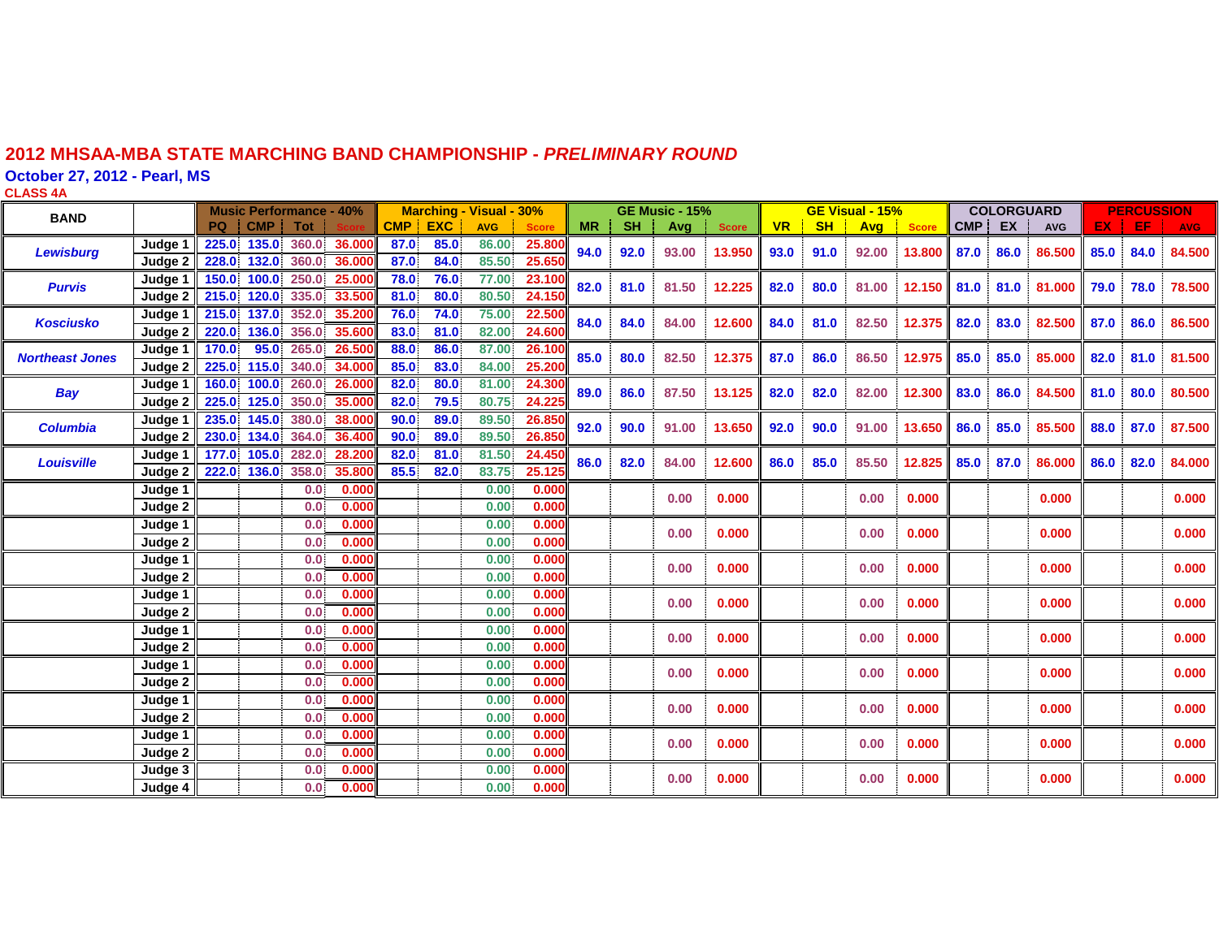# 2012 MHSAA-MBA STATE MARCHING BAND CHAMPIONSHIP - *PRELIMINARY ROUND*

**October 27, 2012 - Pearl, MS**

**CLASS 4A**

| BAND | | Music Performance - 40% | | | | Marching - Visual - 30% | | | | GE Music - 15% | | | | GE Visual - 15% | | | | COLORGUARD | | | PERCUSSION | | |
|---|---|---|---|---|---|---|---|---|---|---|---|---|---|---|---|---|---|---|---|---|---|---|---|
| | | PQ | CMP | Tot | Score | CMP | EXC | AVG | Score | MR | SH | Avg | Score | VR | SH | Avg | Score | CMP | EX | AVG | EX | EF | AVG |
| *Lewisburg* | Judge 1 | 225.0 | 135.0 | 360.0 | 36.000 | 87.0 | 85.0 | 86.00 | 25.800 | 94.0 | 92.0 | 93.00 | 13.950 | 93.0 | 91.0 | 92.00 | 13.800 | 87.0 | 86.0 | 86.500 | 85.0 | 84.0 | 84.500 |
| | Judge 2 | 228.0 | 132.0 | 360.0 | 36.000 | 87.0 | 84.0 | 85.50 | 25.650 | | | | | | | | | | | | | | |
| *Purvis* | Judge 1 | 150.0 | 100.0 | 250.0 | 25.000 | 78.0 | 76.0 | 77.00 | 23.100 | 82.0 | 81.0 | 81.50 | 12.225 | 82.0 | 80.0 | 81.00 | 12.150 | 81.0 | 81.0 | 81.000 | 79.0 | 78.0 | 78.500 |
| | Judge 2 | 215.0 | 120.0 | 335.0 | 33.500 | 81.0 | 80.0 | 80.50 | 24.150 | | | | | | | | | | | | | | |
| *Kosciusko* | Judge 1 | 215.0 | 137.0 | 352.0 | 35.200 | 76.0 | 74.0 | 75.00 | 22.500 | 84.0 | 84.0 | 84.00 | 12.600 | 84.0 | 81.0 | 82.50 | 12.375 | 82.0 | 83.0 | 82.500 | 87.0 | 86.0 | 86.500 |
| | Judge 2 | 220.0 | 136.0 | 356.0 | 35.600 | 83.0 | 81.0 | 82.00 | 24.600 | | | | | | | | | | | | | | |
| *Northeast Jones* | Judge 1 | 170.0 | 95.0 | 265.0 | 26.500 | 88.0 | 86.0 | 87.00 | 26.100 | 85.0 | 80.0 | 82.50 | 12.375 | 87.0 | 86.0 | 86.50 | 12.975 | 85.0 | 85.0 | 85.000 | 82.0 | 81.0 | 81.500 |
| | Judge 2 | 225.0 | 115.0 | 340.0 | 34.000 | 85.0 | 83.0 | 84.00 | 25.200 | | | | | | | | | | | | | | |
| *Bay* | Judge 1 | 160.0 | 100.0 | 260.0 | 26.000 | 82.0 | 80.0 | 81.00 | 24.300 | 89.0 | 86.0 | 87.50 | 13.125 | 82.0 | 82.0 | 82.00 | 12.300 | 83.0 | 86.0 | 84.500 | 81.0 | 80.0 | 80.500 |
| | Judge 2 | 225.0 | 125.0 | 350.0 | 35.000 | 82.0 | 79.5 | 80.75 | 24.225 | | | | | | | | | | | | | | |
| *Columbia* | Judge 1 | 235.0 | 145.0 | 380.0 | 38.000 | 90.0 | 89.0 | 89.50 | 26.850 | 92.0 | 90.0 | 91.00 | 13.650 | 92.0 | 90.0 | 91.00 | 13.650 | 86.0 | 85.0 | 85.500 | 88.0 | 87.0 | 87.500 |
| | Judge 2 | 230.0 | 134.0 | 364.0 | 36.400 | 90.0 | 89.0 | 89.50 | 26.850 | | | | | | | | | | | | | | |
| *Louisville* | Judge 1 | 177.0 | 105.0 | 282.0 | 28.200 | 82.0 | 81.0 | 81.50 | 24.450 | 86.0 | 82.0 | 84.00 | 12.600 | 86.0 | 85.0 | 85.50 | 12.825 | 85.0 | 87.0 | 86.000 | 86.0 | 82.0 | 84.000 |
| | Judge 2 | 222.0 | 136.0 | 358.0 | 35.800 | 85.5 | 82.0 | 83.75 | 25.125 | | | | | | | | | | | | | | |
| | Judge 1 | | | 0.0 | 0.000 | | | 0.00 | 0.000 | | | 0.00 | 0.000 | | | 0.00 | 0.000 | | | 0.000 | | | 0.000 |
| | Judge 2 | | | 0.0 | 0.000 | | | 0.00 | 0.000 | | | | | | | | | | | | | | |
| | Judge 1 | | | 0.0 | 0.000 | | | 0.00 | 0.000 | | | 0.00 | 0.000 | | | 0.00 | 0.000 | | | 0.000 | | | 0.000 |
| | Judge 2 | | | 0.0 | 0.000 | | | 0.00 | 0.000 | | | | | | | | | | | | | | |
| | Judge 1 | | | 0.0 | 0.000 | | | 0.00 | 0.000 | | | 0.00 | 0.000 | | | 0.00 | 0.000 | | | 0.000 | | | 0.000 |
| | Judge 2 | | | 0.0 | 0.000 | | | 0.00 | 0.000 | | | | | | | | | | | | | | |
| | Judge 1 | | | 0.0 | 0.000 | | | 0.00 | 0.000 | | | 0.00 | 0.000 | | | 0.00 | 0.000 | | | 0.000 | | | 0.000 |
| | Judge 2 | | | 0.0 | 0.000 | | | 0.00 | 0.000 | | | | | | | | | | | | | | |
| | Judge 1 | | | 0.0 | 0.000 | | | 0.00 | 0.000 | | | 0.00 | 0.000 | | | 0.00 | 0.000 | | | 0.000 | | | 0.000 |
| | Judge 2 | | | 0.0 | 0.000 | | | 0.00 | 0.000 | | | | | | | | | | | | | | |
| | Judge 1 | | | 0.0 | 0.000 | | | 0.00 | 0.000 | | | 0.00 | 0.000 | | | 0.00 | 0.000 | | | 0.000 | | | 0.000 |
| | Judge 2 | | | 0.0 | 0.000 | | | 0.00 | 0.000 | | | | | | | | | | | | | | |
| | Judge 1 | | | 0.0 | 0.000 | | | 0.00 | 0.000 | | | 0.00 | 0.000 | | | 0.00 | 0.000 | | | 0.000 | | | 0.000 |
| | Judge 2 | | | 0.0 | 0.000 | | | 0.00 | 0.000 | | | | | | | | | | | | | | |
| | Judge 1 | | | 0.0 | 0.000 | | | 0.00 | 0.000 | | | 0.00 | 0.000 | | | 0.00 | 0.000 | | | 0.000 | | | 0.000 |
| | Judge 2 | | | 0.0 | 0.000 | | | 0.00 | 0.000 | | | | | | | | | | | | | | |
| | Judge 3 | | | 0.0 | 0.000 | | | 0.00 | 0.000 | | | 0.00 | 0.000 | | | 0.00 | 0.000 | | | 0.000 | | | 0.000 |
| | Judge 4 | | | 0.0 | 0.000 | | | 0.00 | 0.000 | | | | | | | | | | | | | | |